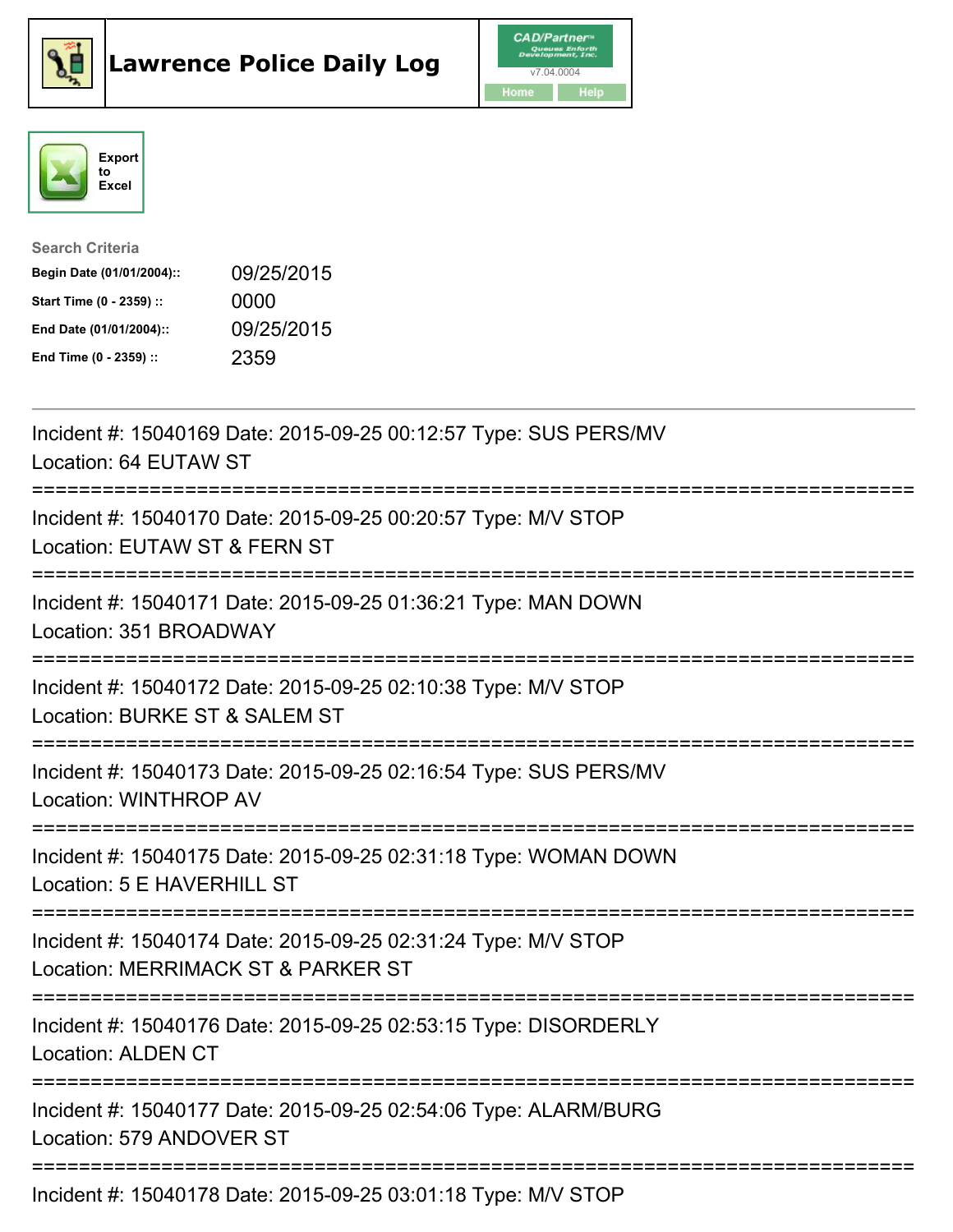# Lawrence Police Daily Log

CAD/Partner v7.04.0004

Home | Help

Export to Excel

**Search Criteria**

| | |
|---|---|
| **Begin Date (01/01/2004)::** | 09/25/2015 |
| **Start Time (0 - 2359) ::** | 0000 |
| **End Date (01/01/2004)::** | 09/25/2015 |
| **End Time (0 - 2359) ::** | 2359 |

---

Incident #: 15040169 Date: 2015-09-25 00:12:57 Type: SUS PERS/MV
Location: 64 EUTAW ST

===========================================================================

Incident #: 15040170 Date: 2015-09-25 00:20:57 Type: M/V STOP
Location: EUTAW ST & FERN ST

===========================================================================

Incident #: 15040171 Date: 2015-09-25 01:36:21 Type: MAN DOWN
Location: 351 BROADWAY

===========================================================================

Incident #: 15040172 Date: 2015-09-25 02:10:38 Type: M/V STOP
Location: BURKE ST & SALEM ST

===========================================================================

Incident #: 15040173 Date: 2015-09-25 02:16:54 Type: SUS PERS/MV
Location: WINTHROP AV

===========================================================================

Incident #: 15040175 Date: 2015-09-25 02:31:18 Type: WOMAN DOWN
Location: 5 E HAVERHILL ST

===========================================================================

Incident #: 15040174 Date: 2015-09-25 02:31:24 Type: M/V STOP
Location: MERRIMACK ST & PARKER ST

===========================================================================

Incident #: 15040176 Date: 2015-09-25 02:53:15 Type: DISORDERLY
Location: ALDEN CT

===========================================================================

Incident #: 15040177 Date: 2015-09-25 02:54:06 Type: ALARM/BURG
Location: 579 ANDOVER ST

===========================================================================

Incident #: 15040178 Date: 2015-09-25 03:01:18 Type: M/V STOP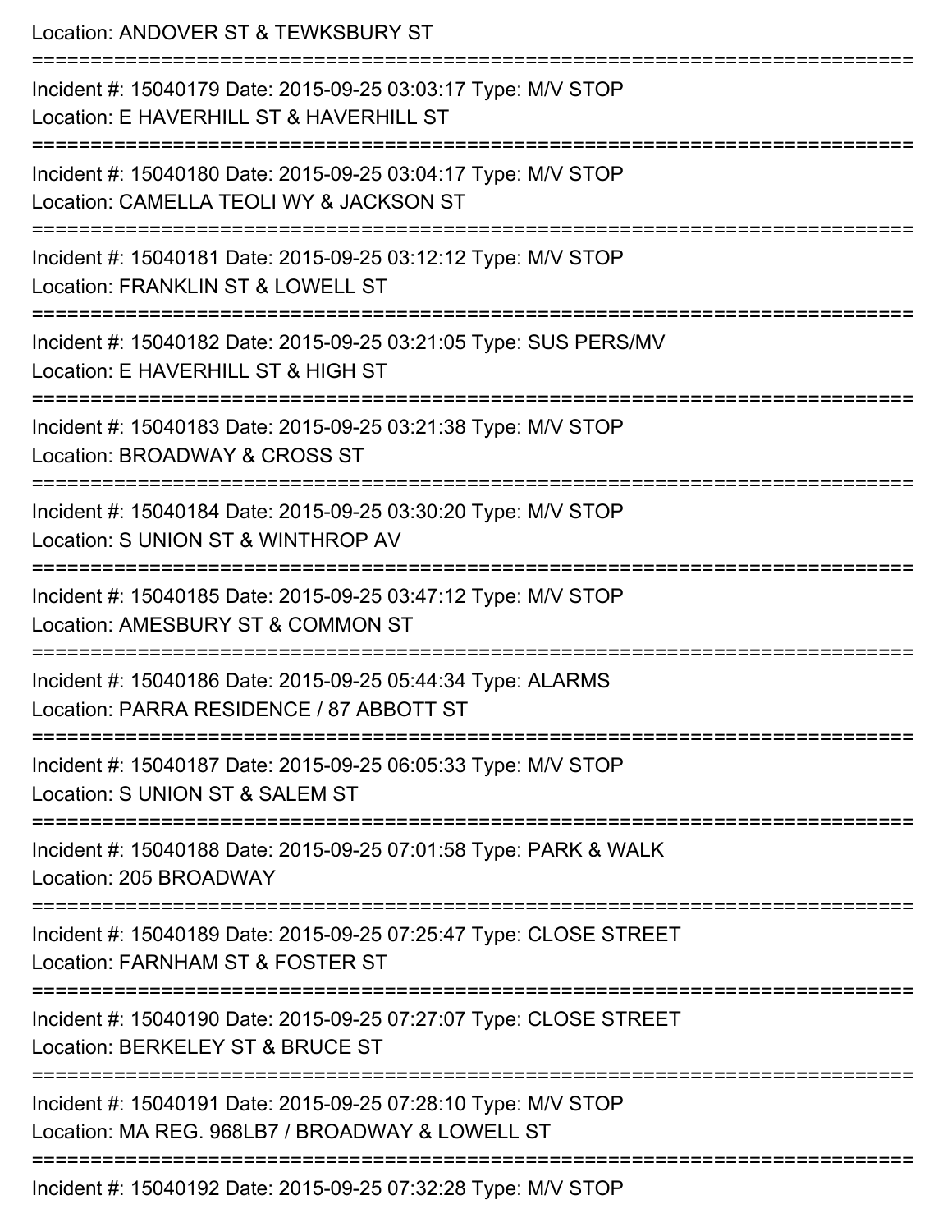Location: ANDOVER ST & TEWKSBURY ST

===========================================================================

Incident #: 15040179 Date: 2015-09-25 03:03:17 Type: M/V STOP
Location: E HAVERHILL ST & HAVERHILL ST

===========================================================================

Incident #: 15040180 Date: 2015-09-25 03:04:17 Type: M/V STOP
Location: CAMELLA TEOLI WY & JACKSON ST

===========================================================================

Incident #: 15040181 Date: 2015-09-25 03:12:12 Type: M/V STOP
Location: FRANKLIN ST & LOWELL ST

===========================================================================

Incident #: 15040182 Date: 2015-09-25 03:21:05 Type: SUS PERS/MV
Location: E HAVERHILL ST & HIGH ST

===========================================================================

Incident #: 15040183 Date: 2015-09-25 03:21:38 Type: M/V STOP
Location: BROADWAY & CROSS ST

===========================================================================

Incident #: 15040184 Date: 2015-09-25 03:30:20 Type: M/V STOP
Location: S UNION ST & WINTHROP AV

===========================================================================

Incident #: 15040185 Date: 2015-09-25 03:47:12 Type: M/V STOP
Location: AMESBURY ST & COMMON ST

===========================================================================

Incident #: 15040186 Date: 2015-09-25 05:44:34 Type: ALARMS
Location: PARRA RESIDENCE / 87 ABBOTT ST

===========================================================================

Incident #: 15040187 Date: 2015-09-25 06:05:33 Type: M/V STOP
Location: S UNION ST & SALEM ST

===========================================================================

Incident #: 15040188 Date: 2015-09-25 07:01:58 Type: PARK & WALK
Location: 205 BROADWAY

===========================================================================

Incident #: 15040189 Date: 2015-09-25 07:25:47 Type: CLOSE STREET
Location: FARNHAM ST & FOSTER ST

===========================================================================

Incident #: 15040190 Date: 2015-09-25 07:27:07 Type: CLOSE STREET
Location: BERKELEY ST & BRUCE ST

===========================================================================

Incident #: 15040191 Date: 2015-09-25 07:28:10 Type: M/V STOP
Location: MA REG. 968LB7 / BROADWAY & LOWELL ST

===========================================================================

Incident #: 15040192 Date: 2015-09-25 07:32:28 Type: M/V STOP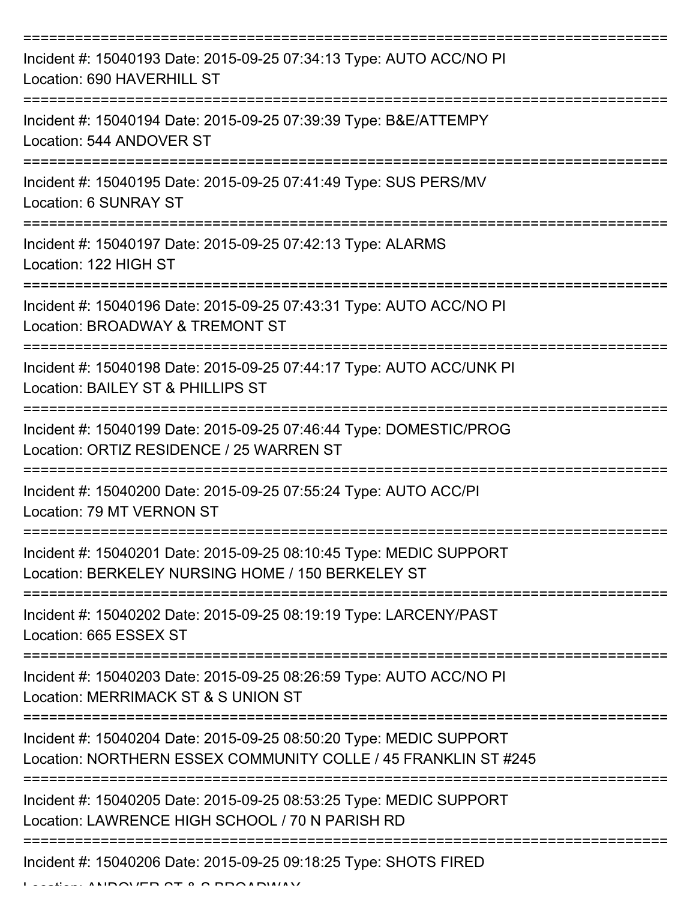===========================================================================

Incident #: 15040193 Date: 2015-09-25 07:34:13 Type: AUTO ACC/NO PI
Location: 690 HAVERHILL ST

===========================================================================

Incident #: 15040194 Date: 2015-09-25 07:39:39 Type: B&E/ATTEMPY
Location: 544 ANDOVER ST

===========================================================================

Incident #: 15040195 Date: 2015-09-25 07:41:49 Type: SUS PERS/MV
Location: 6 SUNRAY ST

===========================================================================

Incident #: 15040197 Date: 2015-09-25 07:42:13 Type: ALARMS
Location: 122 HIGH ST

===========================================================================

Incident #: 15040196 Date: 2015-09-25 07:43:31 Type: AUTO ACC/NO PI
Location: BROADWAY & TREMONT ST

===========================================================================

Incident #: 15040198 Date: 2015-09-25 07:44:17 Type: AUTO ACC/UNK PI
Location: BAILEY ST & PHILLIPS ST

===========================================================================

Incident #: 15040199 Date: 2015-09-25 07:46:44 Type: DOMESTIC/PROG
Location: ORTIZ RESIDENCE / 25 WARREN ST

===========================================================================

Incident #: 15040200 Date: 2015-09-25 07:55:24 Type: AUTO ACC/PI
Location: 79 MT VERNON ST

===========================================================================

Incident #: 15040201 Date: 2015-09-25 08:10:45 Type: MEDIC SUPPORT
Location: BERKELEY NURSING HOME / 150 BERKELEY ST

===========================================================================

Incident #: 15040202 Date: 2015-09-25 08:19:19 Type: LARCENY/PAST
Location: 665 ESSEX ST

===========================================================================

Incident #: 15040203 Date: 2015-09-25 08:26:59 Type: AUTO ACC/NO PI
Location: MERRIMACK ST & S UNION ST

===========================================================================

Incident #: 15040204 Date: 2015-09-25 08:50:20 Type: MEDIC SUPPORT
Location: NORTHERN ESSEX COMMUNITY COLLE / 45 FRANKLIN ST #245

===========================================================================

Incident #: 15040205 Date: 2015-09-25 08:53:25 Type: MEDIC SUPPORT
Location: LAWRENCE HIGH SCHOOL / 70 N PARISH RD

===========================================================================

Incident #: 15040206 Date: 2015-09-25 09:18:25 Type: SHOTS FIRED
Location: ANDOVER ST & S BROADWAY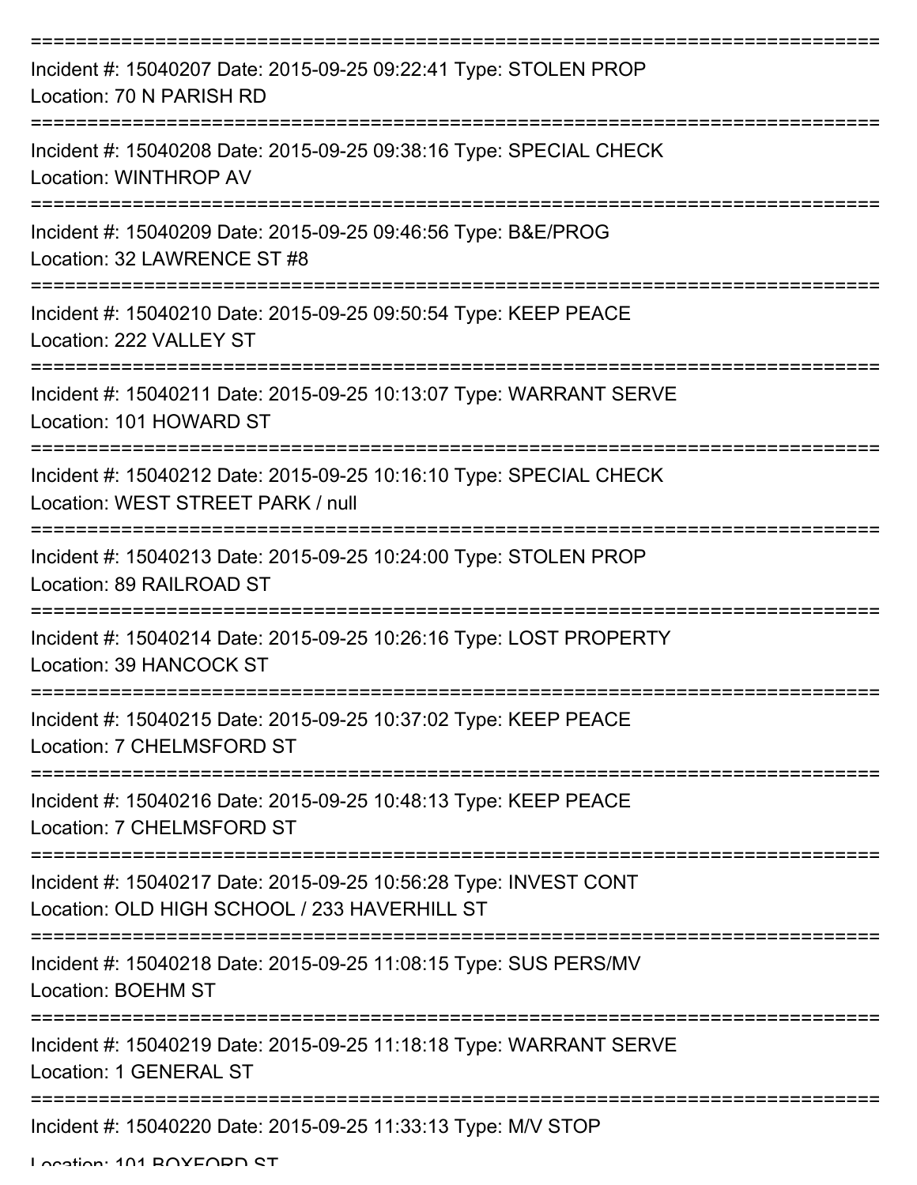===========================================================================

Incident #: 15040207 Date: 2015-09-25 09:22:41 Type: STOLEN PROP
Location: 70 N PARISH RD

===========================================================================

Incident #: 15040208 Date: 2015-09-25 09:38:16 Type: SPECIAL CHECK
Location: WINTHROP AV

===========================================================================

Incident #: 15040209 Date: 2015-09-25 09:46:56 Type: B&E/PROG
Location: 32 LAWRENCE ST #8

===========================================================================

Incident #: 15040210 Date: 2015-09-25 09:50:54 Type: KEEP PEACE
Location: 222 VALLEY ST

===========================================================================

Incident #: 15040211 Date: 2015-09-25 10:13:07 Type: WARRANT SERVE
Location: 101 HOWARD ST

===========================================================================

Incident #: 15040212 Date: 2015-09-25 10:16:10 Type: SPECIAL CHECK
Location: WEST STREET PARK / null

===========================================================================

Incident #: 15040213 Date: 2015-09-25 10:24:00 Type: STOLEN PROP
Location: 89 RAILROAD ST

===========================================================================

Incident #: 15040214 Date: 2015-09-25 10:26:16 Type: LOST PROPERTY
Location: 39 HANCOCK ST

===========================================================================

Incident #: 15040215 Date: 2015-09-25 10:37:02 Type: KEEP PEACE
Location: 7 CHELMSFORD ST

===========================================================================

Incident #: 15040216 Date: 2015-09-25 10:48:13 Type: KEEP PEACE
Location: 7 CHELMSFORD ST

===========================================================================

Incident #: 15040217 Date: 2015-09-25 10:56:28 Type: INVEST CONT
Location: OLD HIGH SCHOOL / 233 HAVERHILL ST

===========================================================================

Incident #: 15040218 Date: 2015-09-25 11:08:15 Type: SUS PERS/MV
Location: BOEHM ST

===========================================================================

Incident #: 15040219 Date: 2015-09-25 11:18:18 Type: WARRANT SERVE
Location: 1 GENERAL ST

===========================================================================

Incident #: 15040220 Date: 2015-09-25 11:33:13 Type: M/V STOP
Location: 101 BOXFORD ST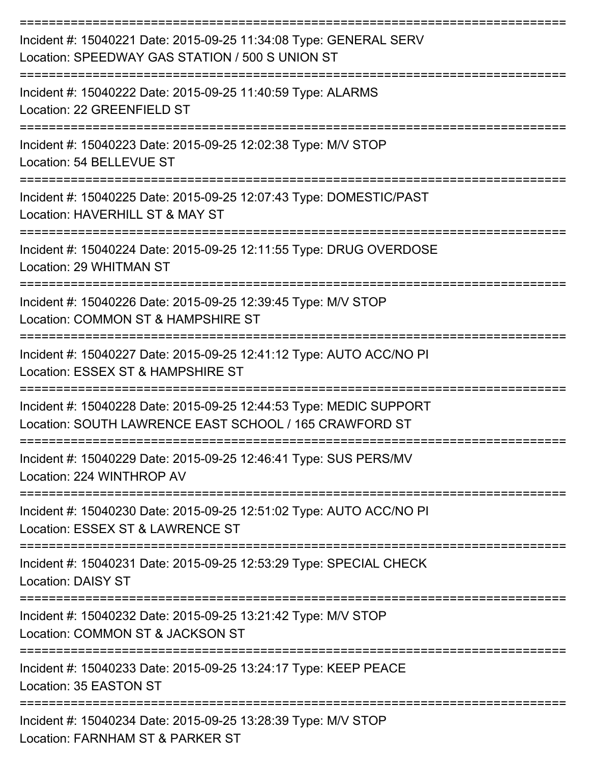===========================================================================

Incident #: 15040221 Date: 2015-09-25 11:34:08 Type: GENERAL SERV
Location: SPEEDWAY GAS STATION / 500 S UNION ST

===========================================================================

Incident #: 15040222 Date: 2015-09-25 11:40:59 Type: ALARMS
Location: 22 GREENFIELD ST

===========================================================================

Incident #: 15040223 Date: 2015-09-25 12:02:38 Type: M/V STOP
Location: 54 BELLEVUE ST

===========================================================================

Incident #: 15040225 Date: 2015-09-25 12:07:43 Type: DOMESTIC/PAST
Location: HAVERHILL ST & MAY ST

===========================================================================

Incident #: 15040224 Date: 2015-09-25 12:11:55 Type: DRUG OVERDOSE
Location: 29 WHITMAN ST

===========================================================================

Incident #: 15040226 Date: 2015-09-25 12:39:45 Type: M/V STOP
Location: COMMON ST & HAMPSHIRE ST

===========================================================================

Incident #: 15040227 Date: 2015-09-25 12:41:12 Type: AUTO ACC/NO PI
Location: ESSEX ST & HAMPSHIRE ST

===========================================================================

Incident #: 15040228 Date: 2015-09-25 12:44:53 Type: MEDIC SUPPORT
Location: SOUTH LAWRENCE EAST SCHOOL / 165 CRAWFORD ST

===========================================================================

Incident #: 15040229 Date: 2015-09-25 12:46:41 Type: SUS PERS/MV
Location: 224 WINTHROP AV

===========================================================================

Incident #: 15040230 Date: 2015-09-25 12:51:02 Type: AUTO ACC/NO PI
Location: ESSEX ST & LAWRENCE ST

===========================================================================

Incident #: 15040231 Date: 2015-09-25 12:53:29 Type: SPECIAL CHECK
Location: DAISY ST

===========================================================================

Incident #: 15040232 Date: 2015-09-25 13:21:42 Type: M/V STOP
Location: COMMON ST & JACKSON ST

===========================================================================

Incident #: 15040233 Date: 2015-09-25 13:24:17 Type: KEEP PEACE
Location: 35 EASTON ST

===========================================================================

Incident #: 15040234 Date: 2015-09-25 13:28:39 Type: M/V STOP
Location: FARNHAM ST & PARKER ST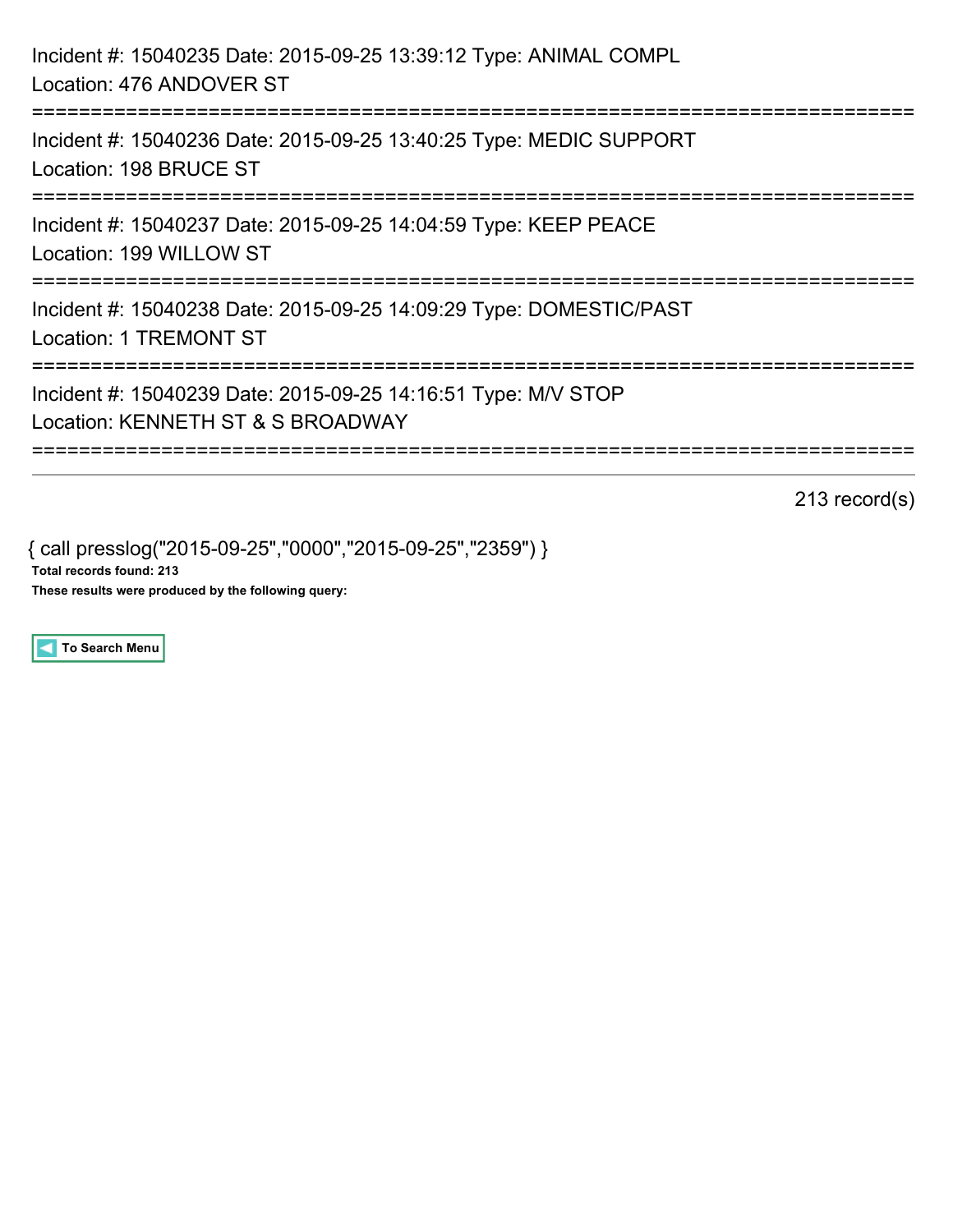Incident #: 15040235 Date: 2015-09-25 13:39:12 Type: ANIMAL COMPL
Location: 476 ANDOVER ST

===========================================================================

Incident #: 15040236 Date: 2015-09-25 13:40:25 Type: MEDIC SUPPORT
Location: 198 BRUCE ST

===========================================================================

Incident #: 15040237 Date: 2015-09-25 14:04:59 Type: KEEP PEACE
Location: 199 WILLOW ST

===========================================================================

Incident #: 15040238 Date: 2015-09-25 14:09:29 Type: DOMESTIC/PAST
Location: 1 TREMONT ST

===========================================================================

Incident #: 15040239 Date: 2015-09-25 14:16:51 Type: M/V STOP
Location: KENNETH ST & S BROADWAY

===========================================================================

213 record(s)

{ call presslog("2015-09-25","0000","2015-09-25","2359") }

**Total records found: 213**

**These results were produced by the following query:**

To Search Menu